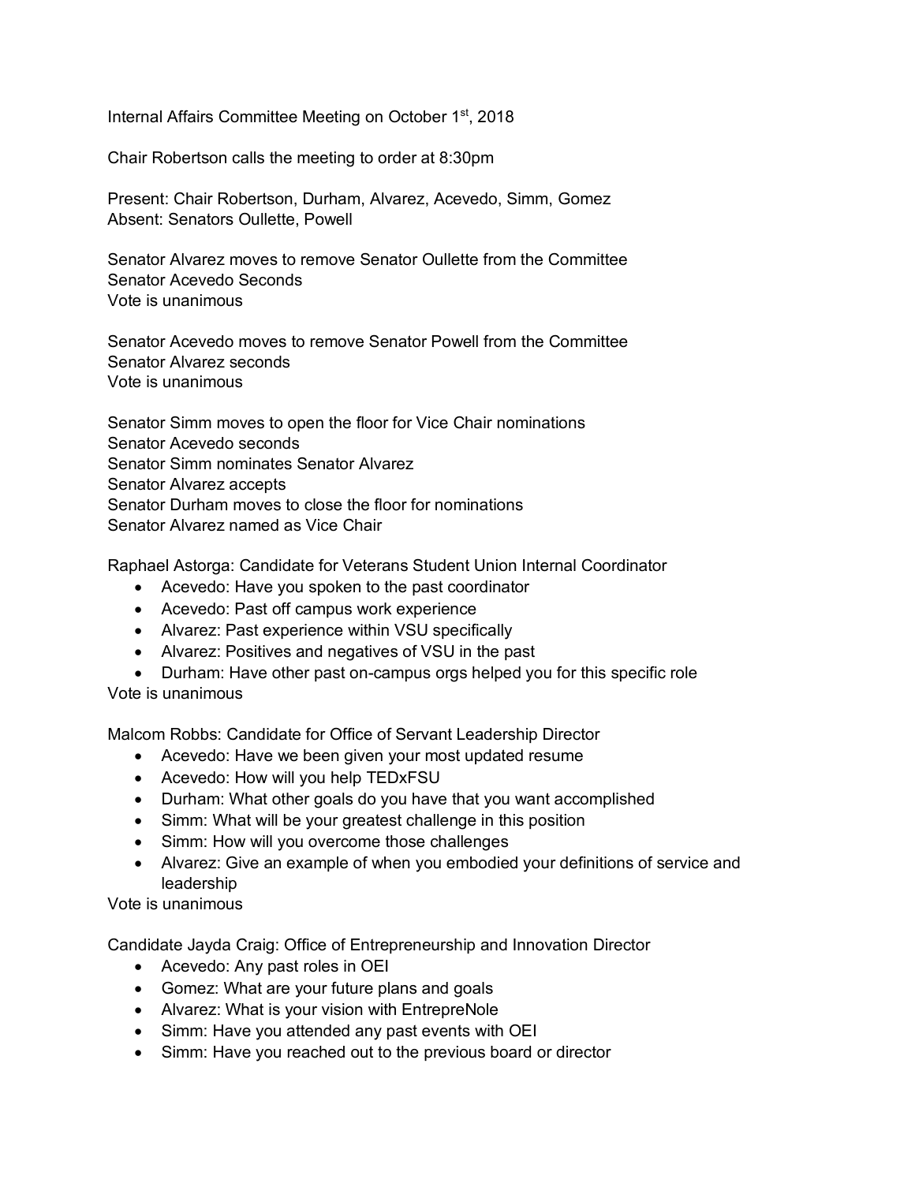Internal Affairs Committee Meeting on October 1st, 2018

Chair Robertson calls the meeting to order at 8:30pm

Present: Chair Robertson, Durham, Alvarez, Acevedo, Simm, Gomez
Absent: Senators Oullette, Powell

Senator Alvarez moves to remove Senator Oullette from the Committee
Senator Acevedo Seconds
Vote is unanimous

Senator Acevedo moves to remove Senator Powell from the Committee
Senator Alvarez seconds
Vote is unanimous

Senator Simm moves to open the floor for Vice Chair nominations
Senator Acevedo seconds
Senator Simm nominates Senator Alvarez
Senator Alvarez accepts
Senator Durham moves to close the floor for nominations
Senator Alvarez named as Vice Chair

Raphael Astorga: Candidate for Veterans Student Union Internal Coordinator

- Acevedo: Have you spoken to the past coordinator
- Acevedo: Past off campus work experience
- Alvarez: Past experience within VSU specifically
- Alvarez: Positives and negatives of VSU in the past
- Durham: Have other past on-campus orgs helped you for this specific role

Vote is unanimous

Malcom Robbs: Candidate for Office of Servant Leadership Director

- Acevedo: Have we been given your most updated resume
- Acevedo: How will you help TEDxFSU
- Durham: What other goals do you have that you want accomplished
- Simm: What will be your greatest challenge in this position
- Simm: How will you overcome those challenges
- Alvarez: Give an example of when you embodied your definitions of service and leadership

Vote is unanimous

Candidate Jayda Craig: Office of Entrepreneurship and Innovation Director

- Acevedo: Any past roles in OEI
- Gomez: What are your future plans and goals
- Alvarez: What is your vision with EntrepreNole
- Simm: Have you attended any past events with OEI
- Simm: Have you reached out to the previous board or director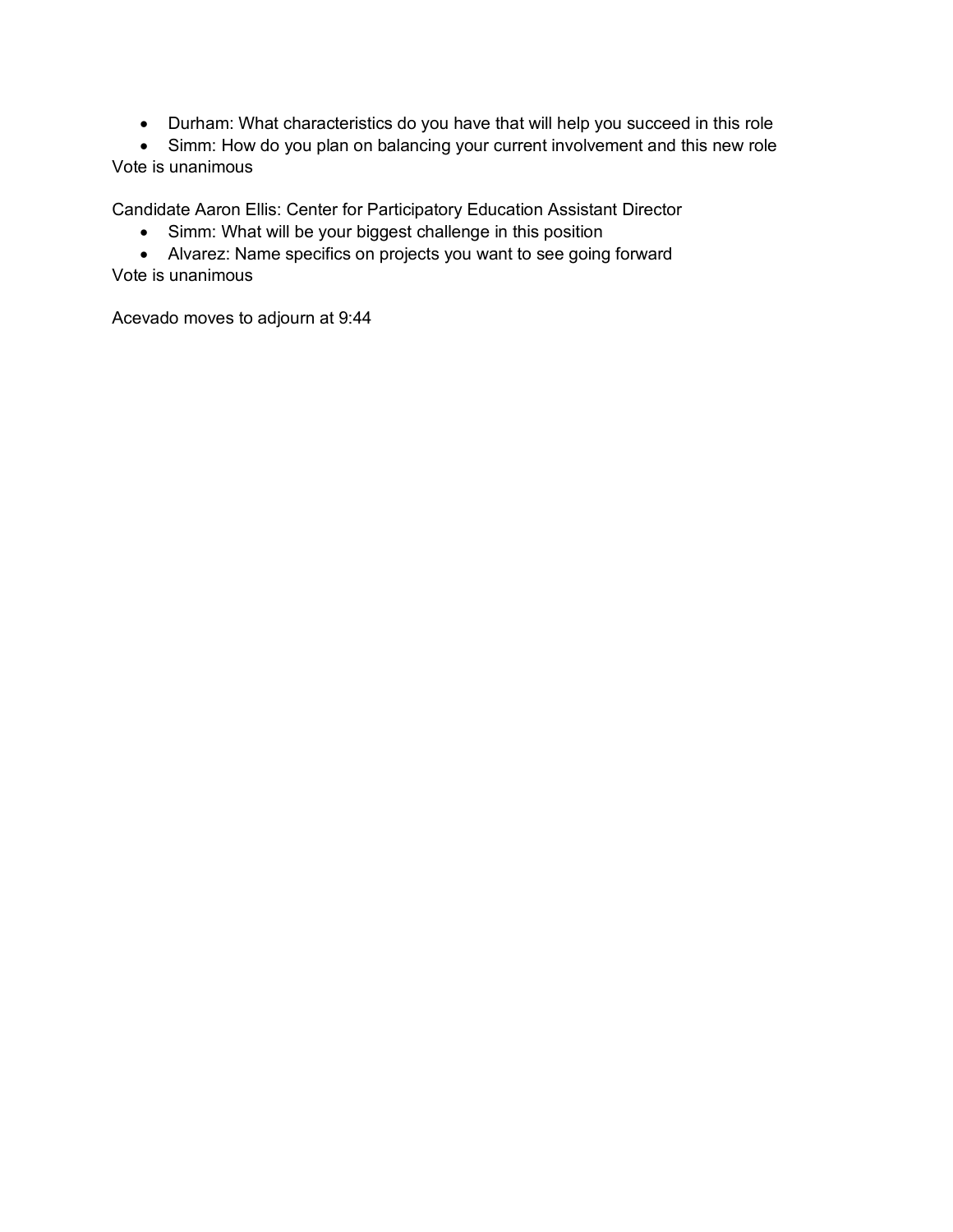- Durham: What characteristics do you have that will help you succeed in this role
- Simm: How do you plan on balancing your current involvement and this new role

Vote is unanimous

Candidate Aaron Ellis: Center for Participatory Education Assistant Director

- Simm: What will be your biggest challenge in this position
- Alvarez: Name specifics on projects you want to see going forward

Vote is unanimous

Acevado moves to adjourn at 9:44